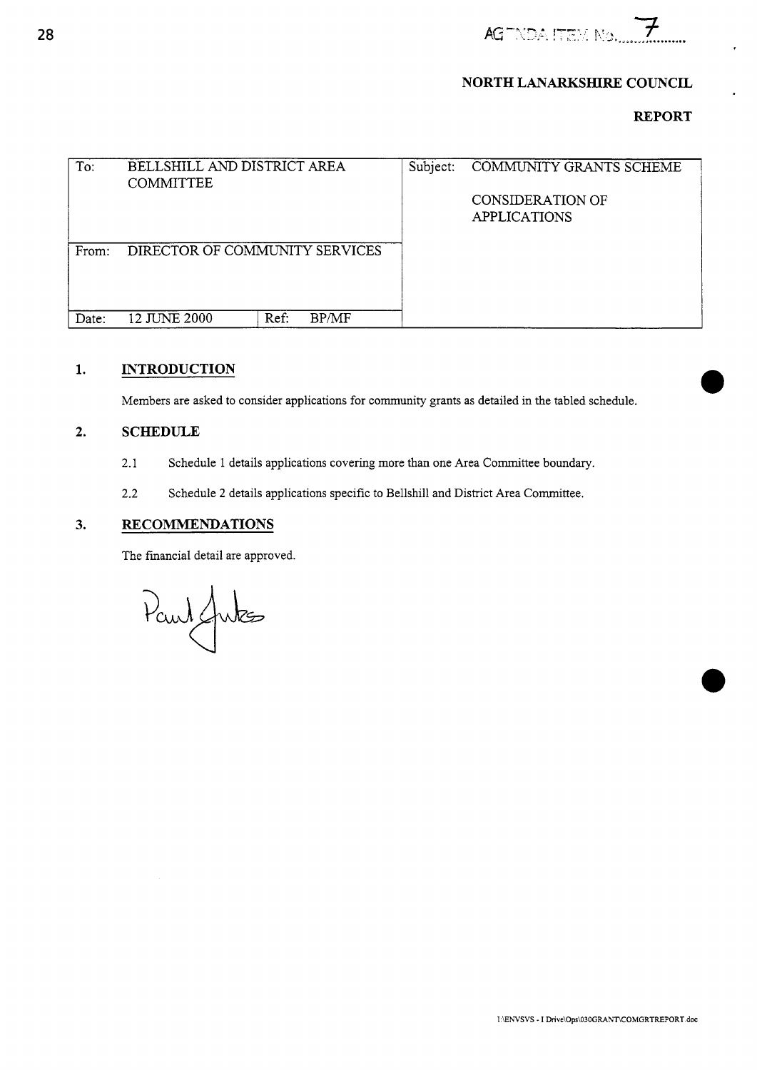AGENDA ITEM No. 7

**NORTH LANARKSHIRE COUNCIL**

**REPORT**

| To: | BELLSHILL AND DISTRICT AREA COMMITTEE | | | Subject: | COMMUNITY GRANTS SCHEME<br><br>CONSIDERATION OF APPLICATIONS |
|---|---|---|---|---|---|
| From: | DIRECTOR OF COMMUNITY SERVICES | | | | |
| Date: | 12 JUNE 2000 | Ref: | BP/MF | | |

## 1. INTRODUCTION

Members are asked to consider applications for community grants as detailed in the tabled schedule.

## 2. SCHEDULE

2.1 Schedule 1 details applications covering more than one Area Committee boundary.

2.2 Schedule 2 details applications specific to Bellshill and District Area Committee.

## 3. RECOMMENDATIONS

The financial detail are approved.

Paul Jukes

I:\ENVSVS - I Drive\Ops\030GRANT\COMGRTREPORT.doc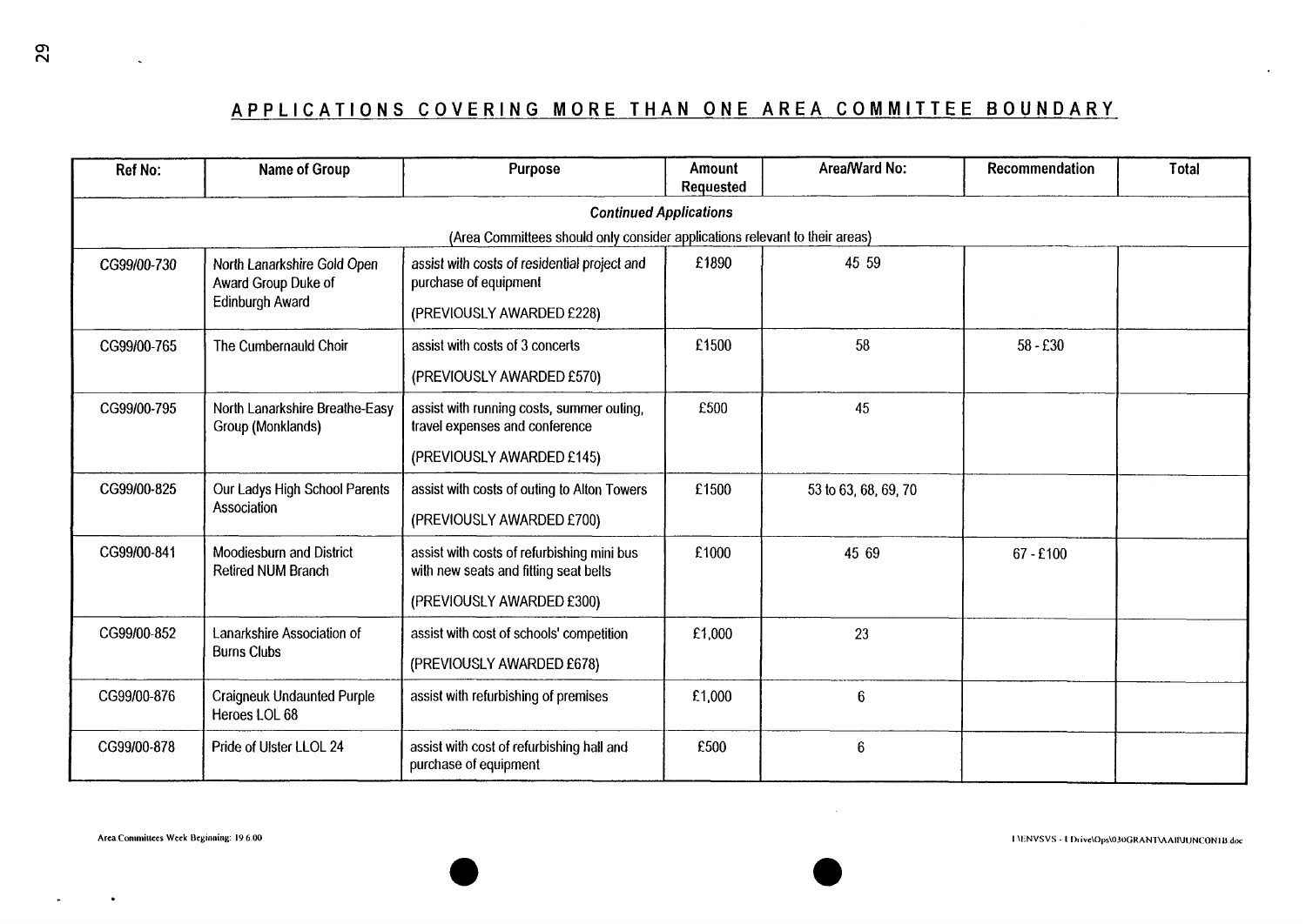## APPLICATIONS COVERING MORE THAN ONE AREA COMMITTEE BOUNDARY

| Ref No: | Name of Group | Purpose | Amount Requested | Area/Ward No: | Recommendation | Total |
|---|---|---|---|---|---|---|
| ***Continued Applications*** (Area Committees should only consider applications relevant to their areas) | | | | | | |
| CG99/00-730 | North Lanarkshire Gold Open Award Group Duke of Edinburgh Award | assist with costs of residential project and purchase of equipment (PREVIOUSLY AWARDED £228) | £1890 | 45 59 | | |
| CG99/00-765 | The Cumbernauld Choir | assist with costs of 3 concerts (PREVIOUSLY AWARDED £570) | £1500 | 58 | 58 - £30 | |
| CG99/00-795 | North Lanarkshire Breathe-Easy Group (Monklands) | assist with running costs, summer outing, travel expenses and conference (PREVIOUSLY AWARDED £145) | £500 | 45 | | |
| CG99/00-825 | Our Ladys High School Parents Association | assist with costs of outing to Alton Towers (PREVIOUSLY AWARDED £700) | £1500 | 53 to 63, 68, 69, 70 | | |
| CG99/00-841 | Moodiesburn and District Retired NUM Branch | assist with costs of refurbishing mini bus with new seats and fitting seat belts (PREVIOUSLY AWARDED £300) | £1000 | 45 69 | 67 - £100 | |
| CG99/00-852 | Lanarkshire Association of Burns Clubs | assist with cost of schools' competition (PREVIOUSLY AWARDED £678) | £1,000 | 23 | | |
| CG99/00-876 | Craigneuk Undaunted Purple Heroes LOL 68 | assist with refurbishing of premises | £1,000 | 6 | | |
| CG99/00-878 | Pride of Ulster LLOL 24 | assist with cost of refurbishing hall and purchase of equipment | £500 | 6 | | |

Area Committees Week Beginning: 19.6.00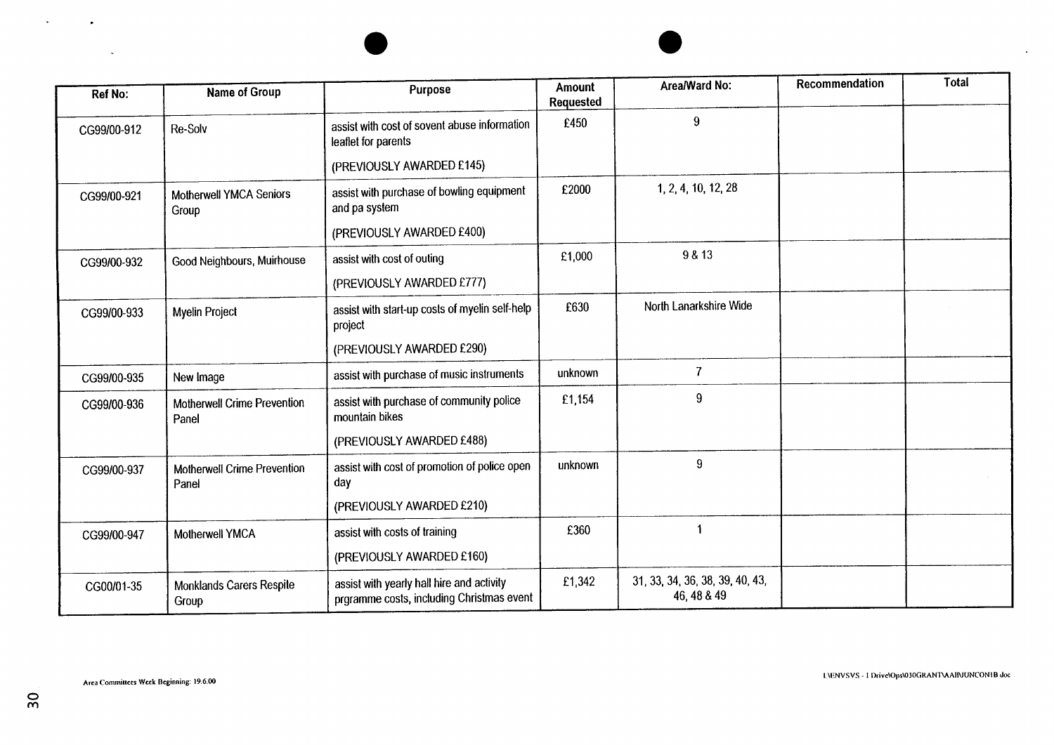| Ref No: | Name of Group | Purpose | Amount Requested | Area/Ward No: | Recommendation | Total |
|---|---|---|---|---|---|---|
| CG99/00-912 | Re-Solv | assist with cost of sovent abuse information leaflet for parents<br><br>(PREVIOUSLY AWARDED £145) | £450 | 9 | | |
| CG99/00-921 | Motherwell YMCA Seniors Group | assist with purchase of bowling equipment and pa system<br><br>(PREVIOUSLY AWARDED £400) | £2000 | 1, 2, 4, 10, 12, 28 | | |
| CG99/00-932 | Good Neighbours, Muirhouse | assist with cost of outing<br><br>(PREVIOUSLY AWARDED £777) | £1,000 | 9 & 13 | | |
| CG99/00-933 | Myelin Project | assist with start-up costs of myelin self-help project<br><br>(PREVIOUSLY AWARDED £290) | £630 | North Lanarkshire Wide | | |
| CG99/00-935 | New Image | assist with purchase of music instruments | unknown | 7 | | |
| CG99/00-936 | Motherwell Crime Prevention Panel | assist with purchase of community police mountain bikes<br><br>(PREVIOUSLY AWARDED £488) | £1,154 | 9 | | |
| CG99/00-937 | Motherwell Crime Prevention Panel | assist with cost of promotion of police open day<br><br>(PREVIOUSLY AWARDED £210) | unknown | 9 | | |
| CG99/00-947 | Motherwell YMCA | assist with costs of training<br><br>(PREVIOUSLY AWARDED £160) | £360 | 1 | | |
| CG00/01-35 | Monklands Carers Respite Group | assist with yearly hall hire and activity prgramme costs, including Christmas event | £1,342 | 31, 33, 34, 36, 38, 39, 40, 43, 46, 48 & 49 | | |

Area Committees Week Beginning: 19.6.00

I:\ENVSVS - I Drive\Ops\030GRANT\AAII\JUNCON1B.doc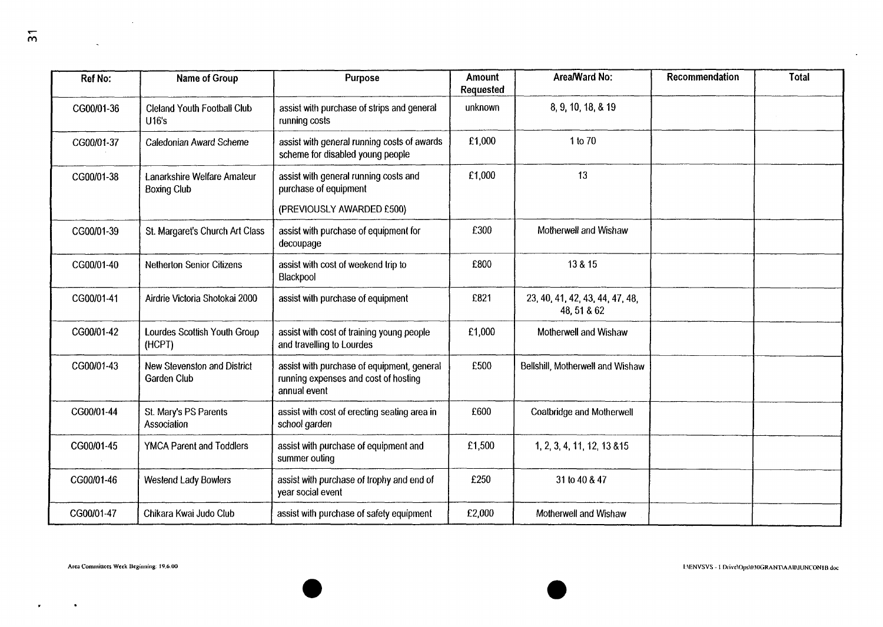| Ref No: | Name of Group | Purpose | Amount Requested | Area/Ward No: | Recommendation | Total |
|---|---|---|---|---|---|---|
| CG00/01-36 | Cleland Youth Football Club U16's | assist with purchase of strips and general running costs | unknown | 8, 9, 10, 18, & 19 | | |
| CG00/01-37 | Caledonian Award Scheme | assist with general running costs of awards scheme for disabled young people | £1,000 | 1 to 70 | | |
| CG00/01-38 | Lanarkshire Welfare Amateur Boxing Club | assist with general running costs and purchase of equipment<br><br>(PREVIOUSLY AWARDED £500) | £1,000 | 13 | | |
| CG00/01-39 | St. Margaret's Church Art Class | assist with purchase of equipment for decoupage | £300 | Motherwell and Wishaw | | |
| CG00/01-40 | Netherton Senior Citizens | assist with cost of weekend trip to Blackpool | £800 | 13 & 15 | | |
| CG00/01-41 | Airdrie Victoria Shotokai 2000 | assist with purchase of equipment | £821 | 23, 40, 41, 42, 43, 44, 47, 48, 48, 51 & 62 | | |
| CG00/01-42 | Lourdes Scottish Youth Group (HCPT) | assist with cost of training young people and travelling to Lourdes | £1,000 | Motherwell and Wishaw | | |
| CG00/01-43 | New Stevenston and District Garden Club | assist with purchase of equipment, general running expenses and cost of hosting annual event | £500 | Bellshill, Motherwell and Wishaw | | |
| CG00/01-44 | St. Mary's PS Parents Association | assist with cost of erecting seating area in school garden | £600 | Coatbridge and Motherwell | | |
| CG00/01-45 | YMCA Parent and Toddlers | assist with purchase of equipment and summer outing | £1,500 | 1, 2, 3, 4, 11, 12, 13 &15 | | |
| CG00/01-46 | Westend Lady Bowlers | assist with purchase of trophy and end of year social event | £250 | 31 to 40 & 47 | | |
| CG00/01-47 | Chikara Kwai Judo Club | assist with purchase of safety equipment | £2,000 | Motherwell and Wishaw | | |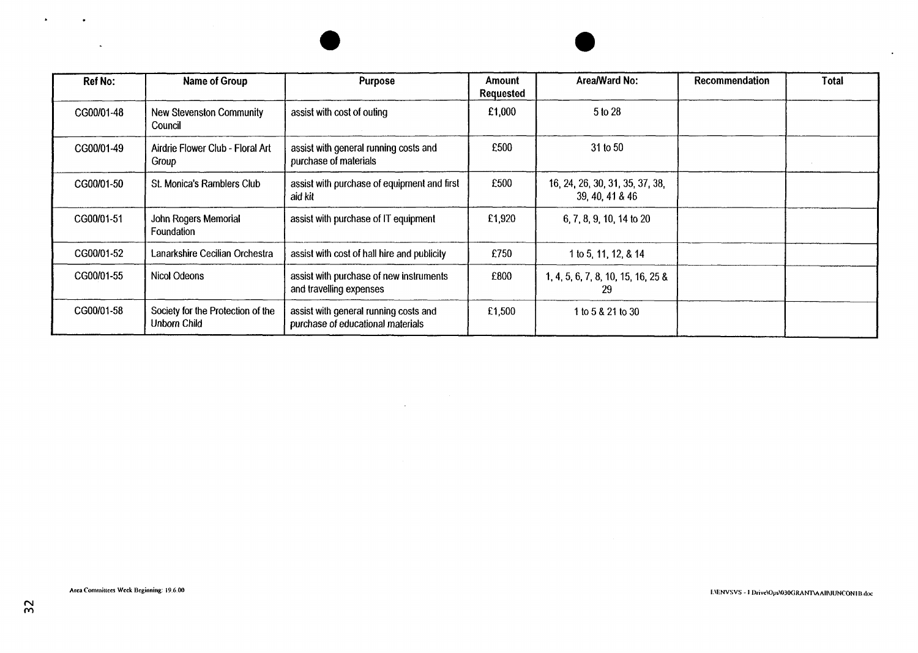| Ref No: | Name of Group | Purpose | Amount Requested | Area/Ward No: | Recommendation | Total |
|---|---|---|---|---|---|---|
| CG00/01-48 | New Stevenston Community Council | assist with cost of outing | £1,000 | 5 to 28 | | |
| CG00/01-49 | Airdrie Flower Club - Floral Art Group | assist with general running costs and purchase of materials | £500 | 31 to 50 | | |
| CG00/01-50 | St. Monica's Ramblers Club | assist with purchase of equipment and first aid kit | £500 | 16, 24, 26, 30, 31, 35, 37, 38, 39, 40, 41 & 46 | | |
| CG00/01-51 | John Rogers Memorial Foundation | assist with purchase of IT equipment | £1,920 | 6, 7, 8, 9, 10, 14 to 20 | | |
| CG00/01-52 | Lanarkshire Cecilian Orchestra | assist with cost of hall hire and publicity | £750 | 1 to 5, 11, 12, & 14 | | |
| CG00/01-55 | Nicol Odeons | assist with purchase of new instruments and travelling expenses | £800 | 1, 4, 5, 6, 7, 8, 10, 15, 16, 25 & 29 | | |
| CG00/01-58 | Society for the Protection of the Unborn Child | assist with general running costs and purchase of educational materials | £1,500 | 1 to 5 & 21 to 30 | | |

Area Committees Week Beginning: 19.6.00

I:\ENVSVS - I Drive\Ops\030GRANT\AAII\JUNCON1B.doc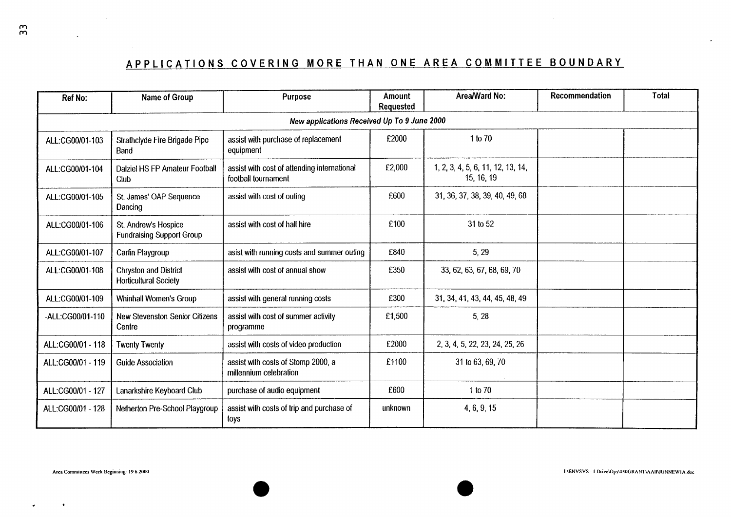## APPLICATIONS COVERING MORE THAN ONE AREA COMMITTEE BOUNDARY

| Ref No: | Name of Group | Purpose | Amount Requested | Area/Ward No: | Recommendation | Total |
|---|---|---|---|---|---|---|
| ***New applications Received Up To 9 June 2000*** | | | | | | |
| ALL:CG00/01-103 | Strathclyde Fire Brigade Pipe Band | assist with purchase of replacement equipment | £2000 | 1 to 70 | | |
| ALL:CG00/01-104 | Dalziel HS FP Amateur Football Club | assist with cost of attending international football tournament | £2,000 | 1, 2, 3, 4, 5, 6, 11, 12, 13, 14, 15, 16, 19 | | |
| ALL:CG00/01-105 | St. James' OAP Sequence Dancing | assist with cost of outing | £600 | 31, 36, 37, 38, 39, 40, 49, 68 | | |
| ALL:CG00/01-106 | St. Andrew's Hospice Fundraising Support Group | assist with cost of hall hire | £100 | 31 to 52 | | |
| ALL:CG00/01-107 | Carfin Playgroup | asist with running costs and summer outing | £840 | 5, 29 | | |
| ALL:CG00/01-108 | Chryston and District Horticultural Society | assist with cost of annual show | £350 | 33, 62, 63, 67, 68, 69, 70 | | |
| ALL:CG00/01-109 | Whinhall Women's Group | assist with general running costs | £300 | 31, 34, 41, 43, 44, 45, 48, 49 | | |
| -ALL:CG00/01-110 | New Stevenston Senior Citizens Centre | assist with cost of summer activity programme | £1,500 | 5, 28 | | |
| ALL:CG00/01 - 118 | Twenty Twenty | assist with costs of video production | £2000 | 2, 3, 4, 5, 22, 23, 24, 25, 26 | | |
| ALL:CG00/01 - 119 | Guide Association | assist with costs of Stomp 2000, a millennium celebration | £1100 | 31 to 63, 69, 70 | | |
| ALL:CG00/01 - 127 | Lanarkshire Keyboard Club | purchase of audio equipment | £600 | 1 to 70 | | |
| ALL:CG00/01 - 128 | Netherton Pre-School Playgroup | assist with costs of trip and purchase of toys | unknown | 4, 6, 9, 15 | | |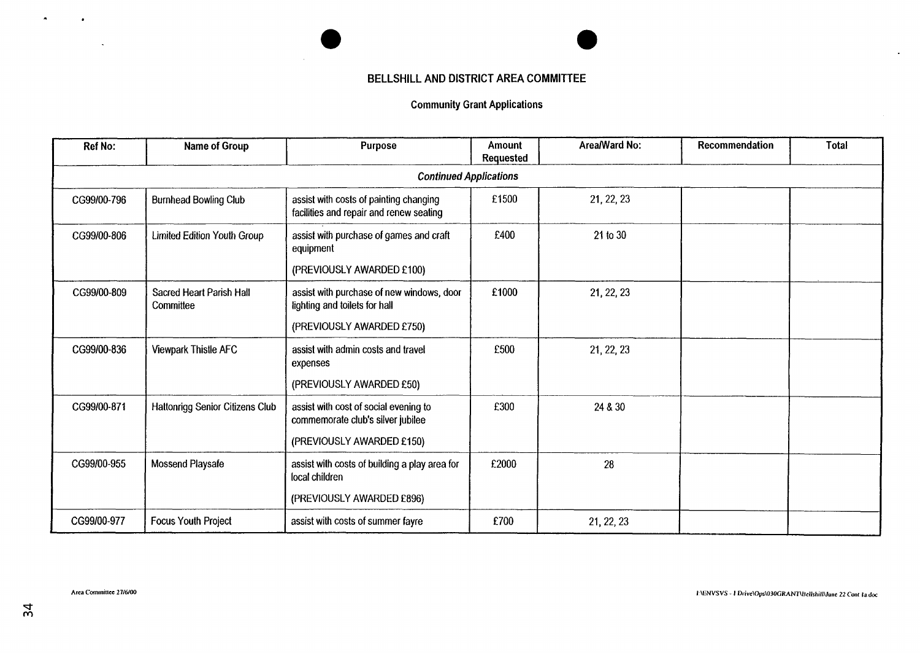# BELLSHILL AND DISTRICT AREA COMMITTEE

## Community Grant Applications

| Ref No: | Name of Group | Purpose | Amount Requested | Area/Ward No: | Recommendation | Total |
|---|---|---|---|---|---|---|
| | | *Continued Applications* | | | | |
| CG99/00-796 | Burnhead Bowling Club | assist with costs of painting changing facilities and repair and renew seating | £1500 | 21, 22, 23 | | |
| CG99/00-806 | Limited Edition Youth Group | assist with purchase of games and craft equipment<br>(PREVIOUSLY AWARDED £100) | £400 | 21 to 30 | | |
| CG99/00-809 | Sacred Heart Parish Hall Committee | assist with purchase of new windows, door lighting and toilets for hall<br>(PREVIOUSLY AWARDED £750) | £1000 | 21, 22, 23 | | |
| CG99/00-836 | Viewpark Thistle AFC | assist with admin costs and travel expenses<br>(PREVIOUSLY AWARDED £50) | £500 | 21, 22, 23 | | |
| CG99/00-871 | Hattonrigg Senior Citizens Club | assist with cost of social evening to commemorate club's silver jubilee<br>(PREVIOUSLY AWARDED £150) | £300 | 24 & 30 | | |
| CG99/00-955 | Mossend Playsafe | assist with costs of building a play area for local children<br>(PREVIOUSLY AWARDED £896) | £2000 | 28 | | |
| CG99/00-977 | Focus Youth Project | assist with costs of summer fayre | £700 | 21, 22, 23 | | |

Area Committee 27/6/00

I:\ENVSVS - I Drive\Ops\030GRANT\Bellshill\June 22 Cont 1a.doc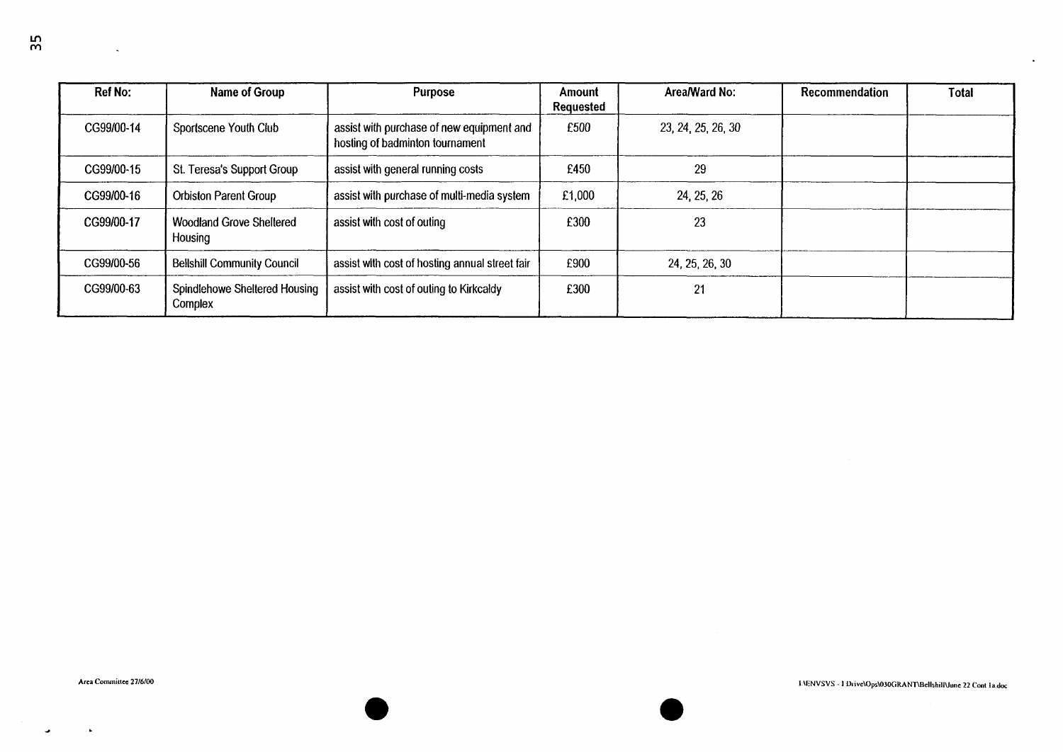| Ref No: | Name of Group | Purpose | Amount Requested | Area/Ward No: | Recommendation | Total |
| --- | --- | --- | --- | --- | --- | --- |
| CG99/00-14 | Sportscene Youth Club | assist with purchase of new equipment and hosting of badminton tournament | £500 | 23, 24, 25, 26, 30 | | |
| CG99/00-15 | St. Teresa's Support Group | assist with general running costs | £450 | 29 | | |
| CG99/00-16 | Orbiston Parent Group | assist with purchase of multi-media system | £1,000 | 24, 25, 26 | | |
| CG99/00-17 | Woodland Grove Sheltered Housing | assist with cost of outing | £300 | 23 | | |
| CG99/00-56 | Bellshill Community Council | assist with cost of hosting annual street fair | £900 | 24, 25, 26, 30 | | |
| CG99/00-63 | Spindlehowe Sheltered Housing Complex | assist with cost of outing to Kirkcaldy | £300 | 21 | | |

Area Committee 27/6/00

I:\ENVSVS - I Drive\Ops\030GRANT\Bellshill\June 22 Cont 1a.doc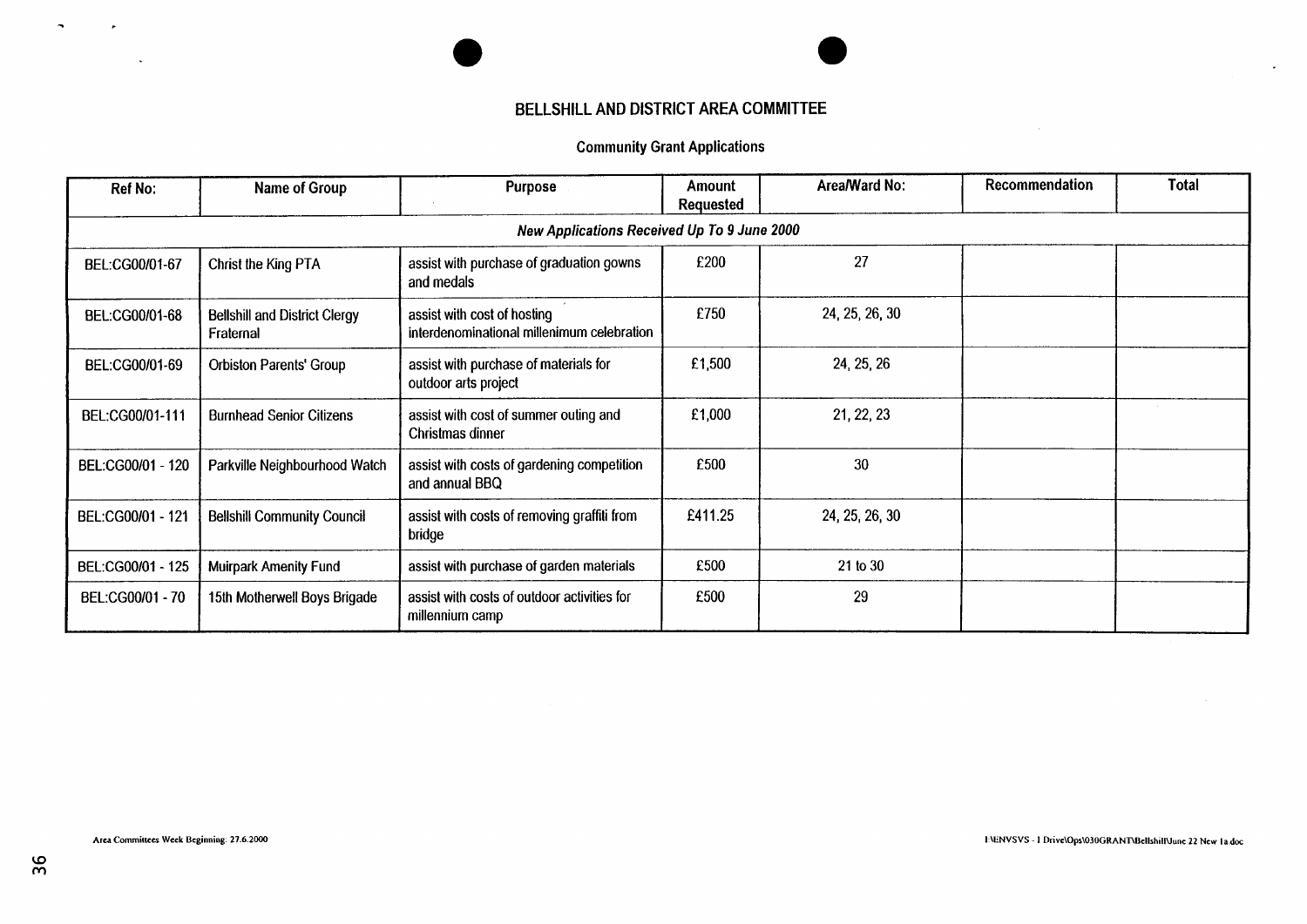# BELLSHILL AND DISTRICT AREA COMMITTEE

## Community Grant Applications

| Ref No: | Name of Group | Purpose | Amount Requested | Area/Ward No: | Recommendation | Total |
|---|---|---|---|---|---|---|
| *New Applications Received Up To 9 June 2000* | | | | | | |
| BEL:CG00/01-67 | Christ the King PTA | assist with purchase of graduation gowns and medals | £200 | 27 | | |
| BEL:CG00/01-68 | Bellshill and District Clergy Fraternal | assist with cost of hosting interdenominational millenimum celebration | £750 | 24, 25, 26, 30 | | |
| BEL:CG00/01-69 | Orbiston Parents' Group | assist with purchase of materials for outdoor arts project | £1,500 | 24, 25, 26 | | |
| BEL:CG00/01-111 | Burnhead Senior Citizens | assist with cost of summer outing and Christmas dinner | £1,000 | 21, 22, 23 | | |
| BEL:CG00/01 - 120 | Parkville Neighbourhood Watch | assist with costs of gardening competition and annual BBQ | £500 | 30 | | |
| BEL:CG00/01 - 121 | Bellshill Community Council | assist with costs of removing graffiti from bridge | £411.25 | 24, 25, 26, 30 | | |
| BEL:CG00/01 - 125 | Muirpark Amenity Fund | assist with purchase of garden materials | £500 | 21 to 30 | | |
| BEL:CG00/01 - 70 | 15th Motherwell Boys Brigade | assist with costs of outdoor activities for millennium camp | £500 | 29 | | |

Area Committees Week Beginning: 27.6.2000

I:\ENVSVS - I Drive\Ops\030GRANT\Bellshill\June 22 New 1a.doc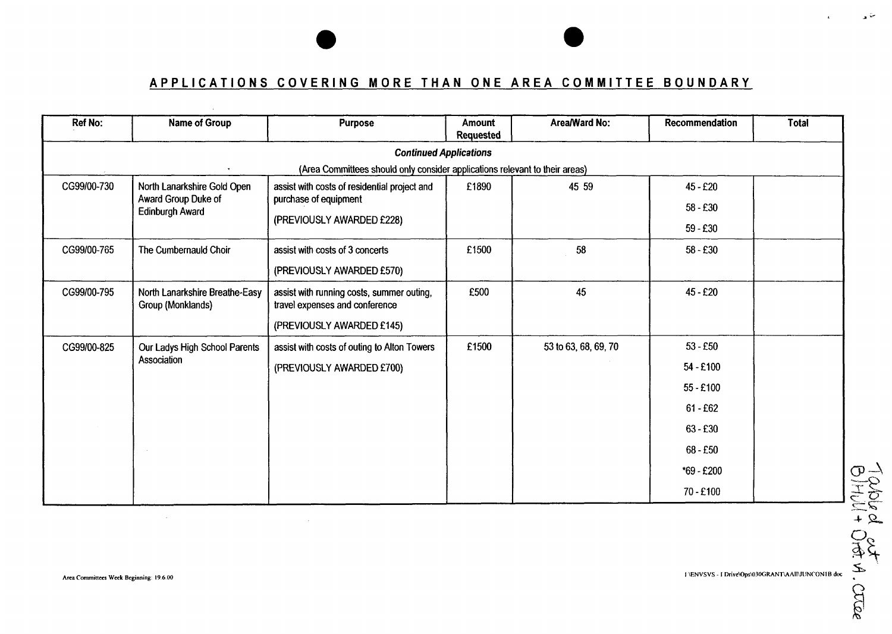## APPLICATIONS COVERING MORE THAN ONE AREA COMMITTEE BOUNDARY

| Ref No: | Name of Group | Purpose | Amount Requested | Area/Ward No: | Recommendation | Total |
|---|---|---|---|---|---|---|
| | | ***Continued Applications*** | | | | |
| | | (Area Committees should only consider applications relevant to their areas) | | | | |
| CG99/00-730 | North Lanarkshire Gold Open Award Group Duke of Edinburgh Award | assist with costs of residential project and purchase of equipment<br><br>(PREVIOUSLY AWARDED £228) | £1890 | 45 59 | 45 - £20<br>58 - £30<br>59 - £30 | |
| CG99/00-765 | The Cumbernauld Choir | assist with costs of 3 concerts<br><br>(PREVIOUSLY AWARDED £570) | £1500 | 58 | 58 - £30 | |
| CG99/00-795 | North Lanarkshire Breathe-Easy Group (Monklands) | assist with running costs, summer outing, travel expenses and conference<br><br>(PREVIOUSLY AWARDED £145) | £500 | 45 | 45 - £20 | |
| CG99/00-825 | Our Ladys High School Parents Association | assist with costs of outing to Alton Towers<br><br>(PREVIOUSLY AWARDED £700) | £1500 | 53 to 63, 68, 69, 70 | 53 - £50<br>54 - £100<br>55 - £100<br>61 - £62<br>63 - £30<br>68 - £50<br>*69 - £200<br>70 - £100 | |

Tabled out @ H+ O.F.A. Cttee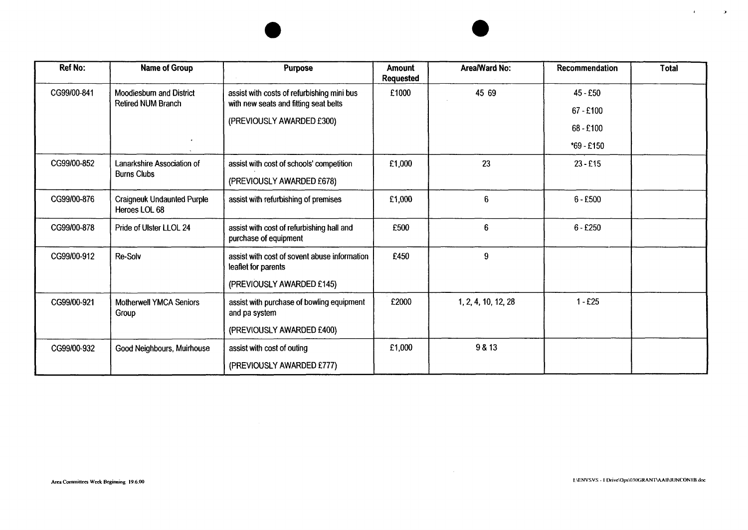| Ref No: | Name of Group | Purpose | Amount Requested | Area/Ward No: | Recommendation | Total |
|---|---|---|---|---|---|---|
| CG99/00-841 | Moodiesburn and District Retired NUM Branch | assist with costs of refurbishing mini bus with new seats and fitting seat belts<br><br>(PREVIOUSLY AWARDED £300) | £1000 | 45 69 | 45 - £50<br>67 - £100<br>68 - £100<br>*69 - £150 | |
| CG99/00-852 | Lanarkshire Association of Burns Clubs | assist with cost of schools' competition<br><br>(PREVIOUSLY AWARDED £678) | £1,000 | 23 | 23 - £15 | |
| CG99/00-876 | Craigneuk Undaunted Purple Heroes LOL 68 | assist with refurbishing of premises | £1,000 | 6 | 6 - £500 | |
| CG99/00-878 | Pride of Ulster LLOL 24 | assist with cost of refurbishing hall and purchase of equipment | £500 | 6 | 6 - £250 | |
| CG99/00-912 | Re-Solv | assist with cost of sovent abuse information leaflet for parents<br><br>(PREVIOUSLY AWARDED £145) | £450 | 9 | | |
| CG99/00-921 | Motherwell YMCA Seniors Group | assist with purchase of bowling equipment and pa system<br><br>(PREVIOUSLY AWARDED £400) | £2000 | 1, 2, 4, 10, 12, 28 | 1 - £25 | |
| CG99/00-932 | Good Neighbours, Muirhouse | assist with cost of outing<br><br>(PREVIOUSLY AWARDED £777) | £1,000 | 9 & 13 | | |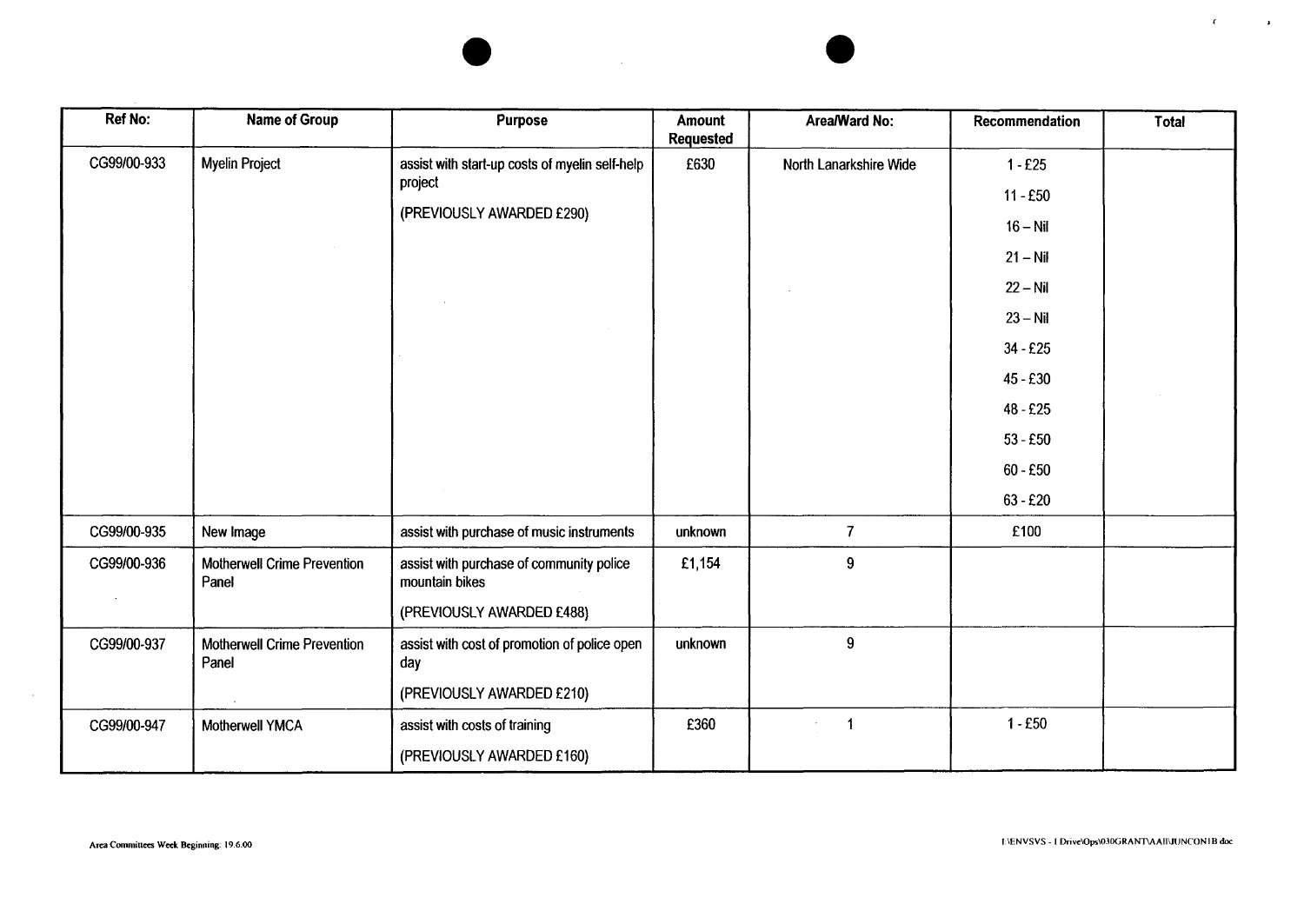| Ref No: | Name of Group | Purpose | Amount Requested | Area/Ward No: | Recommendation | Total |
|---|---|---|---|---|---|---|
| CG99/00-933 | Myelin Project | assist with start-up costs of myelin self-help project<br><br>(PREVIOUSLY AWARDED £290) | £630 | North Lanarkshire Wide | 1 - £25<br>11 - £50<br>16 – Nil<br>21 – Nil<br>22 – Nil<br>23 – Nil<br>34 - £25<br>45 - £30<br>48 - £25<br>53 - £50<br>60 - £50<br>63 - £20 | |
| CG99/00-935 | New Image | assist with purchase of music instruments | unknown | 7 | £100 | |
| CG99/00-936 | Motherwell Crime Prevention Panel | assist with purchase of community police mountain bikes<br><br>(PREVIOUSLY AWARDED £488) | £1,154 | 9 | | |
| CG99/00-937 | Motherwell Crime Prevention Panel | assist with cost of promotion of police open day<br><br>(PREVIOUSLY AWARDED £210) | unknown | 9 | | |
| CG99/00-947 | Motherwell YMCA | assist with costs of training<br><br>(PREVIOUSLY AWARDED £160) | £360 | 1 | 1 - £50 | |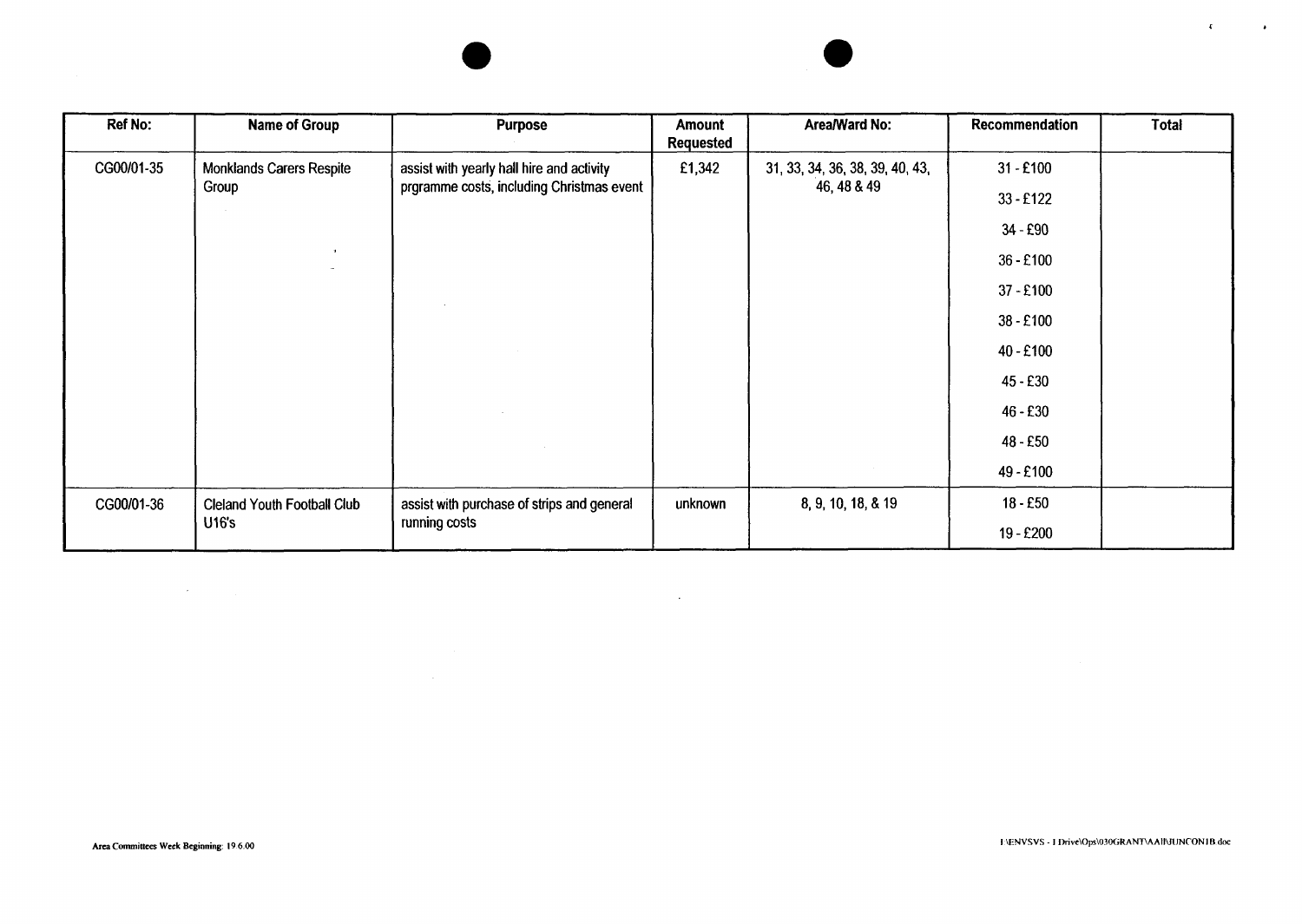| Ref No: | Name of Group | Purpose | Amount Requested | Area/Ward No: | Recommendation | Total |
|---|---|---|---|---|---|---|
| CG00/01-35 | Monklands Carers Respite Group | assist with yearly hall hire and activity prgramme costs, including Christmas event | £1,342 | 31, 33, 34, 36, 38, 39, 40, 43, 46, 48 & 49 | 31 - £100 | |
| | | | | | 33 - £122 | |
| | | | | | 34 - £90 | |
| | | | | | 36 - £100 | |
| | | | | | 37 - £100 | |
| | | | | | 38 - £100 | |
| | | | | | 40 - £100 | |
| | | | | | 45 - £30 | |
| | | | | | 46 - £30 | |
| | | | | | 48 - £50 | |
| | | | | | 49 - £100 | |
| CG00/01-36 | Cleland Youth Football Club U16's | assist with purchase of strips and general running costs | unknown | 8, 9, 10, 18, & 19 | 18 - £50 | |
| | | | | | 19 - £200 | |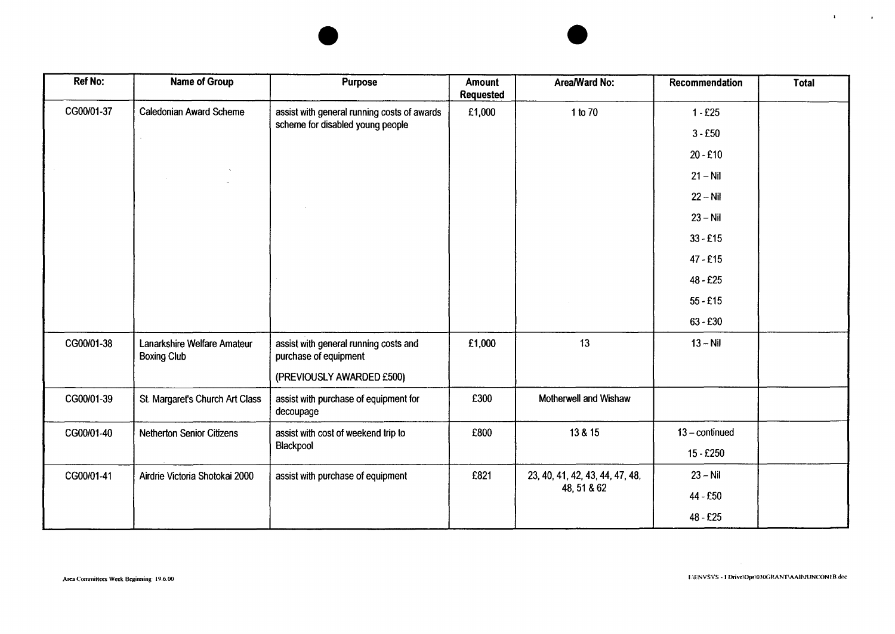| Ref No: | Name of Group | Purpose | Amount Requested | Area/Ward No: | Recommendation | Total |
|---|---|---|---|---|---|---|
| CG00/01-37 | Caledonian Award Scheme | assist with general running costs of awards scheme for disabled young people | £1,000 | 1 to 70 | 1 - £25 | |
| | | | | | 3 - £50 | |
| | | | | | 20 - £10 | |
| | | | | | 21 – Nil | |
| | | | | | 22 – Nil | |
| | | | | | 23 – Nil | |
| | | | | | 33 - £15 | |
| | | | | | 47 - £15 | |
| | | | | | 48 - £25 | |
| | | | | | 55 - £15 | |
| | | | | | 63 - £30 | |
| CG00/01-38 | Lanarkshire Welfare Amateur Boxing Club | assist with general running costs and purchase of equipment<br><br>(PREVIOUSLY AWARDED £500) | £1,000 | 13 | 13 – Nil | |
| CG00/01-39 | St. Margaret's Church Art Class | assist with purchase of equipment for decoupage | £300 | Motherwell and Wishaw | | |
| CG00/01-40 | Netherton Senior Citizens | assist with cost of weekend trip to Blackpool | £800 | 13 & 15 | 13 – continued | |
| | | | | | 15 - £250 | |
| CG00/01-41 | Airdrie Victoria Shotokai 2000 | assist with purchase of equipment | £821 | 23, 40, 41, 42, 43, 44, 47, 48, 48, 51 & 62 | 23 – Nil | |
| | | | | | 44 - £50 | |
| | | | | | 48 - £25 | |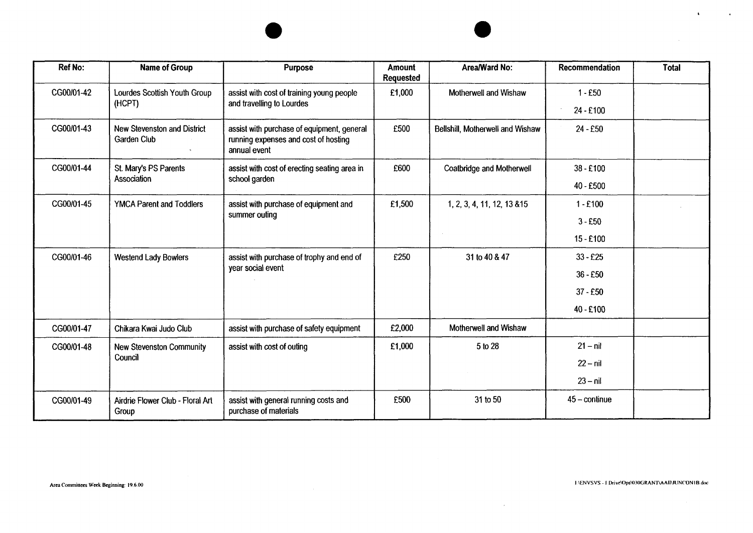| Ref No: | Name of Group | Purpose | Amount Requested | Area/Ward No: | Recommendation | Total |
|---|---|---|---|---|---|---|
| CG00/01-42 | Lourdes Scottish Youth Group (HCPT) | assist with cost of training young people and travelling to Lourdes | £1,000 | Motherwell and Wishaw | 1 - £50<br>24 - £100 | |
| CG00/01-43 | New Stevenston and District Garden Club | assist with purchase of equipment, general running expenses and cost of hosting annual event | £500 | Bellshill, Motherwell and Wishaw | 24 - £50 | |
| CG00/01-44 | St. Mary's PS Parents Association | assist with cost of erecting seating area in school garden | £600 | Coatbridge and Motherwell | 38 - £100<br>40 - £500 | |
| CG00/01-45 | YMCA Parent and Toddlers | assist with purchase of equipment and summer outing | £1,500 | 1, 2, 3, 4, 11, 12, 13 &15 | 1 - £100<br>3 - £50<br>15 - £100 | |
| CG00/01-46 | Westend Lady Bowlers | assist with purchase of trophy and end of year social event | £250 | 31 to 40 & 47 | 33 - £25<br>36 - £50<br>37 - £50<br>40 - £100 | |
| CG00/01-47 | Chikara Kwai Judo Club | assist with purchase of safety equipment | £2,000 | Motherwell and Wishaw | | |
| CG00/01-48 | New Stevenston Community Council | assist with cost of outing | £1,000 | 5 to 28 | 21 – nil<br>22 – nil<br>23 – nil | |
| CG00/01-49 | Airdrie Flower Club - Floral Art Group | assist with general running costs and purchase of materials | £500 | 31 to 50 | 45 – continue | |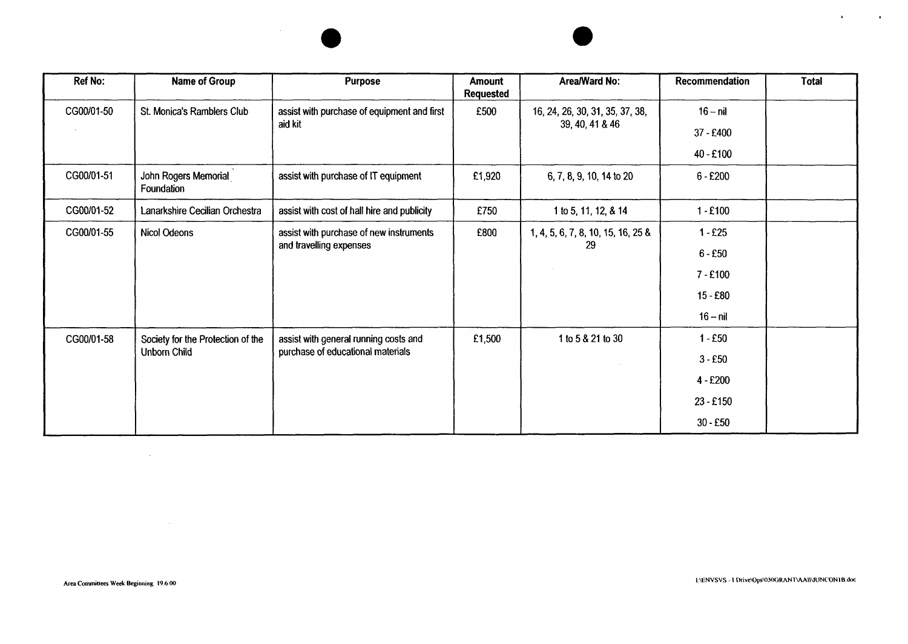| Ref No: | Name of Group | Purpose | Amount Requested | Area/Ward No: | Recommendation | Total |
|---|---|---|---|---|---|---|
| CG00/01-50 | St. Monica's Ramblers Club | assist with purchase of equipment and first aid kit | £500 | 16, 24, 26, 30, 31, 35, 37, 38, 39, 40, 41 & 46 | 16 – nil<br>37 - £400<br>40 - £100 | |
| CG00/01-51 | John Rogers Memorial Foundation | assist with purchase of IT equipment | £1,920 | 6, 7, 8, 9, 10, 14 to 20 | 6 - £200 | |
| CG00/01-52 | Lanarkshire Cecilian Orchestra | assist with cost of hall hire and publicity | £750 | 1 to 5, 11, 12, & 14 | 1 - £100 | |
| CG00/01-55 | Nicol Odeons | assist with purchase of new instruments and travelling expenses | £800 | 1, 4, 5, 6, 7, 8, 10, 15, 16, 25 & 29 | 1 - £25<br>6 - £50<br>7 - £100<br>15 - £80<br>16 – nil | |
| CG00/01-58 | Society for the Protection of the Unborn Child | assist with general running costs and purchase of educational materials | £1,500 | 1 to 5 & 21 to 30 | 1 - £50<br>3 - £50<br>4 - £200<br>23 - £150<br>30 - £50 | |

Area Committees Week Beginning 19.6.00

I:\ENVSVS - I Drive\Ops\030GRANT\AAII\JUNCON1B.doc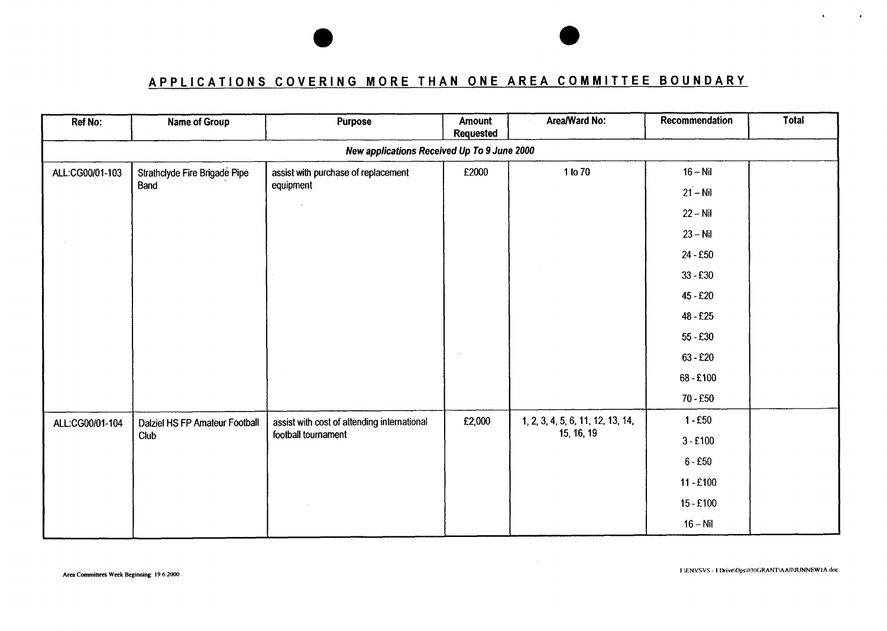## APPLICATIONS COVERING MORE THAN ONE AREA COMMITTEE BOUNDARY

| Ref No: | Name of Group | Purpose | Amount Requested | Area/Ward No: | Recommendation | Total |
|---|---|---|---|---|---|---|
| ***New applications Received Up To 9 June 2000*** | | | | | | |
| ALL:CG00/01-103 | Strathclyde Fire Brigade Pipe Band | assist with purchase of replacement equipment | £2000 | 1 to 70 | 16 – Nil | |
| | | | | | 21 – Nil | |
| | | | | | 22 – Nil | |
| | | | | | 23 – Nil | |
| | | | | | 24 - £50 | |
| | | | | | 33 - £30 | |
| | | | | | 45 - £20 | |
| | | | | | 48 - £25 | |
| | | | | | 55 - £30 | |
| | | | | | 63 - £20 | |
| | | | | | 68 - £100 | |
| | | | | | 70 - £50 | |
| ALL:CG00/01-104 | Dalziel HS FP Amateur Football Club | assist with cost of attending international football tournament | £2,000 | 1, 2, 3, 4, 5, 6, 11, 12, 13, 14, 15, 16, 19 | 1 - £50 | |
| | | | | | 3 - £100 | |
| | | | | | 6 - £50 | |
| | | | | | 11 - £100 | |
| | | | | | 15 - £100 | |
| | | | | | 16 – Nil | |

Area Committees Week Beginning: 19.6.2000

I:\ENVSVS - I Drive\Ops\030GRANT\AAII\JUNNEW1A.doc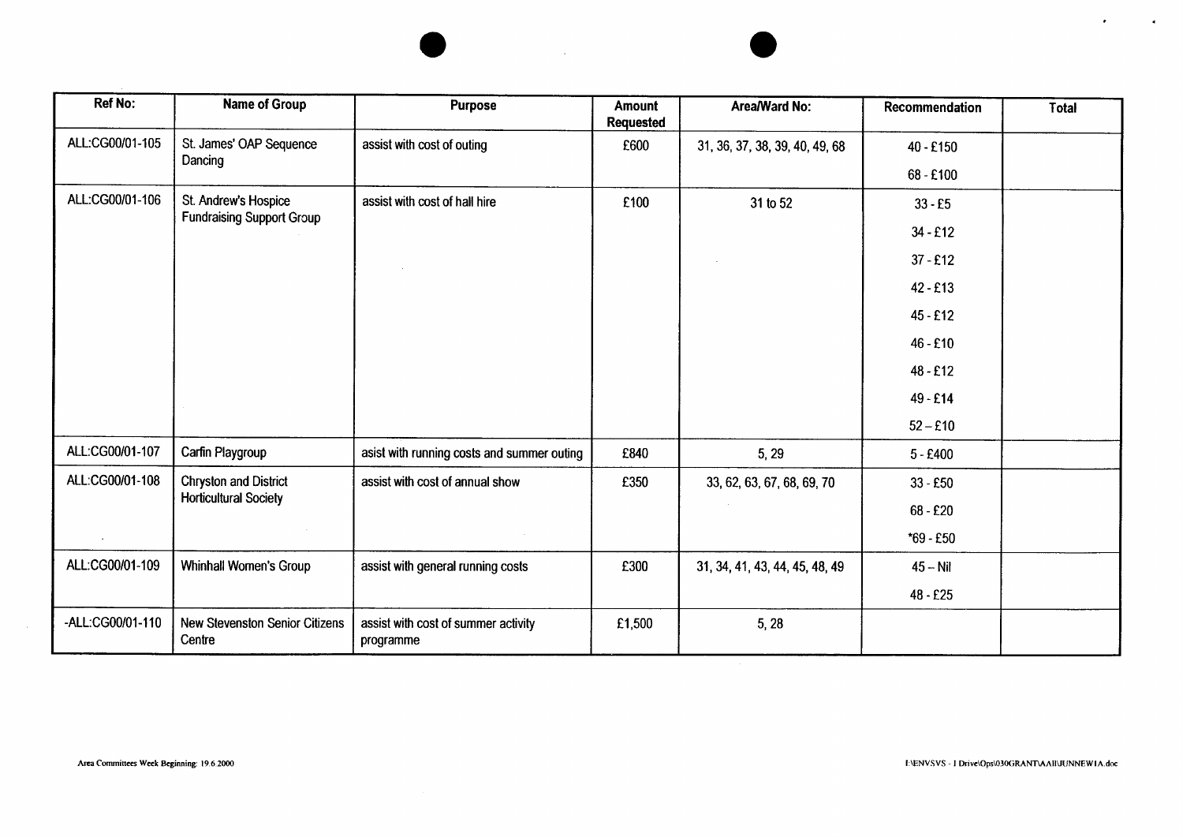| Ref No: | Name of Group | Purpose | Amount Requested | Area/Ward No: | Recommendation | Total |
|---|---|---|---|---|---|---|
| ALL:CG00/01-105 | St. James' OAP Sequence Dancing | assist with cost of outing | £600 | 31, 36, 37, 38, 39, 40, 49, 68 | 40 - £150<br>68 - £100 | |
| ALL:CG00/01-106 | St. Andrew's Hospice Fundraising Support Group | assist with cost of hall hire | £100 | 31 to 52 | 33 - £5<br>34 - £12<br>37 - £12<br>42 - £13<br>45 - £12<br>46 - £10<br>48 - £12<br>49 - £14<br>52 – £10 | |
| ALL:CG00/01-107 | Carfin Playgroup | asist with running costs and summer outing | £840 | 5, 29 | 5 - £400 | |
| ALL:CG00/01-108 | Chryston and District Horticultural Society | assist with cost of annual show | £350 | 33, 62, 63, 67, 68, 69, 70 | 33 - £50<br>68 - £20<br>*69 - £50 | |
| ALL:CG00/01-109 | Whinhall Women's Group | assist with general running costs | £300 | 31, 34, 41, 43, 44, 45, 48, 49 | 45 – Nil<br>48 - £25 | |
| -ALL:CG00/01-110 | New Stevenston Senior Citizens Centre | assist with cost of summer activity programme | £1,500 | 5, 28 | | |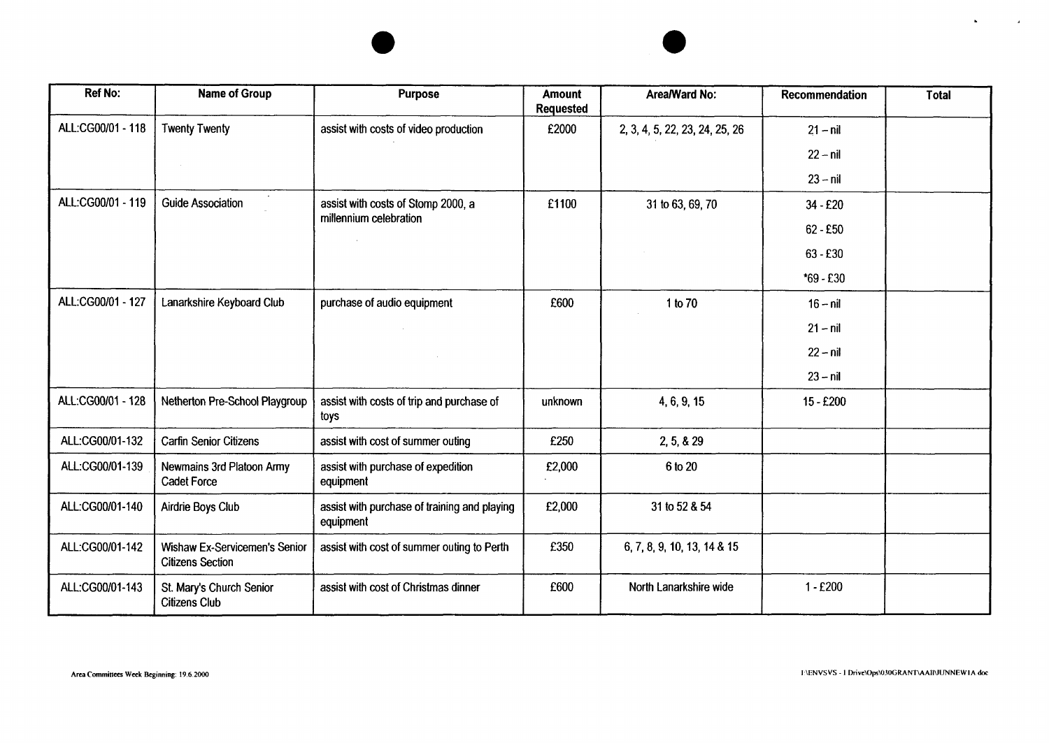| Ref No: | Name of Group | Purpose | Amount Requested | Area/Ward No: | Recommendation | Total |
|---|---|---|---|---|---|---|
| ALL:CG00/01 - 118 | Twenty Twenty | assist with costs of video production | £2000 | 2, 3, 4, 5, 22, 23, 24, 25, 26 | 21 – nil<br>22 – nil<br>23 – nil | |
| ALL:CG00/01 - 119 | Guide Association | assist with costs of Stomp 2000, a millennium celebration | £1100 | 31 to 63, 69, 70 | 34 - £20<br>62 - £50<br>63 - £30<br>*69 - £30 | |
| ALL:CG00/01 - 127 | Lanarkshire Keyboard Club | purchase of audio equipment | £600 | 1 to 70 | 16 – nil<br>21 – nil<br>22 – nil<br>23 – nil | |
| ALL:CG00/01 - 128 | Netherton Pre-School Playgroup | assist with costs of trip and purchase of toys | unknown | 4, 6, 9, 15 | 15 - £200 | |
| ALL:CG00/01-132 | Carfin Senior Citizens | assist with cost of summer outing | £250 | 2, 5, & 29 | | |
| ALL:CG00/01-139 | Newmains 3rd Platoon Army Cadet Force | assist with purchase of expedition equipment | £2,000 | 6 to 20 | | |
| ALL:CG00/01-140 | Airdrie Boys Club | assist with purchase of training and playing equipment | £2,000 | 31 to 52 & 54 | | |
| ALL:CG00/01-142 | Wishaw Ex-Servicemen's Senior Citizens Section | assist with cost of summer outing to Perth | £350 | 6, 7, 8, 9, 10, 13, 14 & 15 | | |
| ALL:CG00/01-143 | St. Mary's Church Senior Citizens Club | assist with cost of Christmas dinner | £600 | North Lanarkshire wide | 1 - £200 | |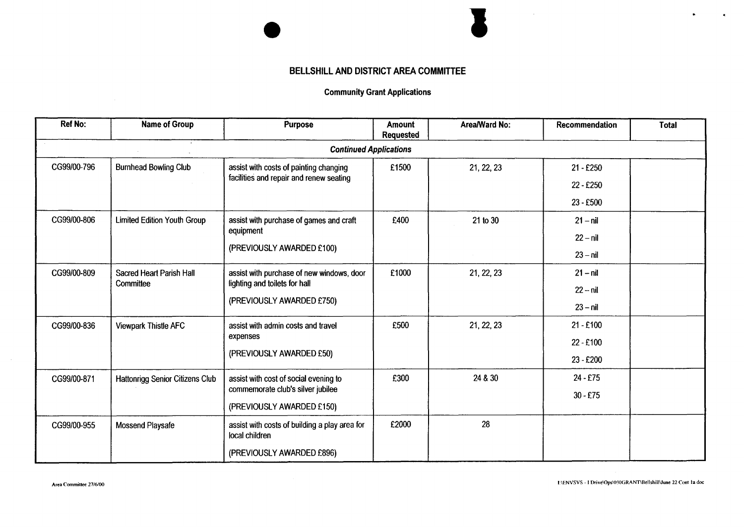# BELLSHILL AND DISTRICT AREA COMMITTEE

## Community Grant Applications

| Ref No: | Name of Group | Purpose | Amount Requested | Area/Ward No: | Recommendation | Total |
|---|---|---|---|---|---|---|
| ***Continued Applications*** | | | | | | |
| CG99/00-796 | Burnhead Bowling Club | assist with costs of painting changing facilities and repair and renew seating | £1500 | 21, 22, 23 | 21 - £250<br>22 - £250<br>23 - £500 | |
| CG99/00-806 | Limited Edition Youth Group | assist with purchase of games and craft equipment<br>(PREVIOUSLY AWARDED £100) | £400 | 21 to 30 | 21 – nil<br>22 – nil<br>23 – nil | |
| CG99/00-809 | Sacred Heart Parish Hall Committee | assist with purchase of new windows, door lighting and toilets for hall<br>(PREVIOUSLY AWARDED £750) | £1000 | 21, 22, 23 | 21 – nil<br>22 – nil<br>23 – nil | |
| CG99/00-836 | Viewpark Thistle AFC | assist with admin costs and travel expenses<br>(PREVIOUSLY AWARDED £50) | £500 | 21, 22, 23 | 21 - £100<br>22 - £100<br>23 - £200 | |
| CG99/00-871 | Hattonrigg Senior Citizens Club | assist with cost of social evening to commemorate club's silver jubilee<br>(PREVIOUSLY AWARDED £150) | £300 | 24 & 30 | 24 - £75<br>30 - £75 | |
| CG99/00-955 | Mossend Playsafe | assist with costs of building a play area for local children<br>(PREVIOUSLY AWARDED £896) | £2000 | 28 | | |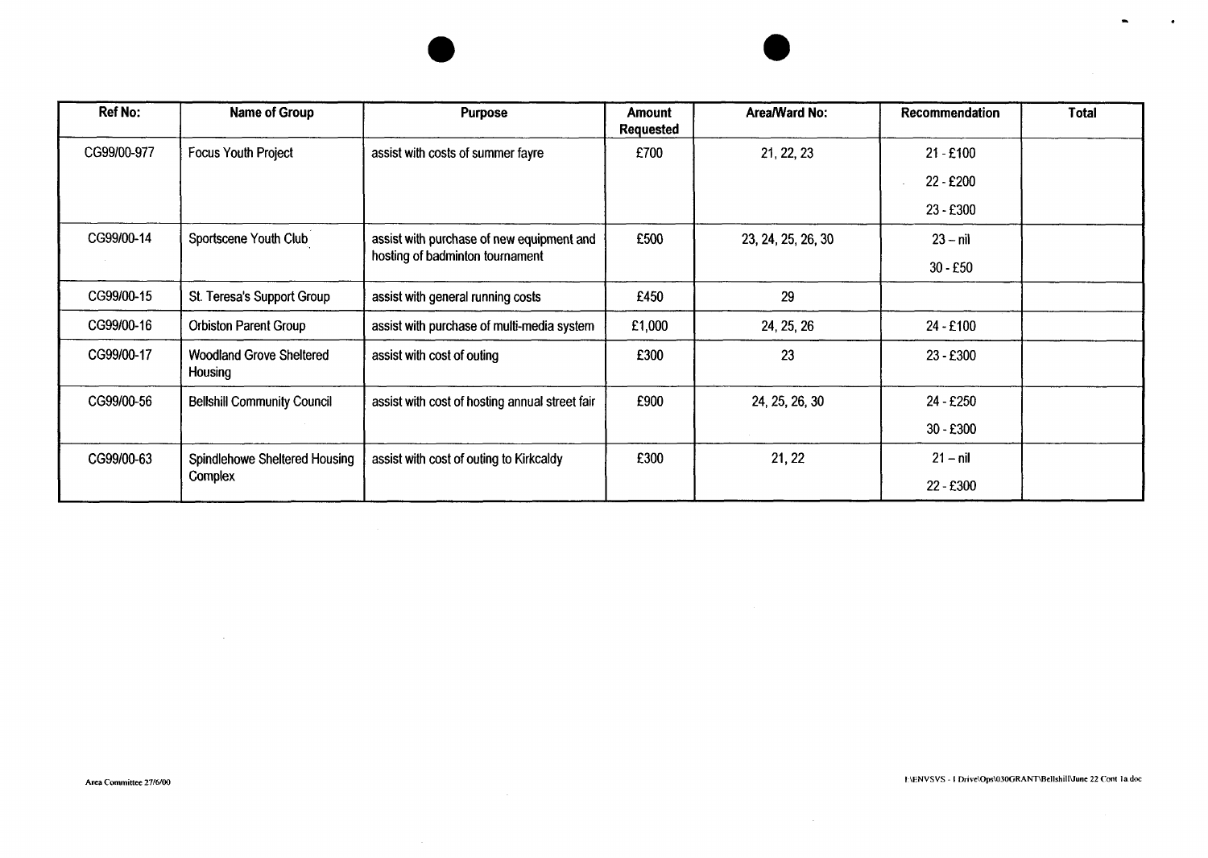| Ref No: | Name of Group | Purpose | Amount Requested | Area/Ward No: | Recommendation | Total |
|---|---|---|---|---|---|---|
| CG99/00-977 | Focus Youth Project | assist with costs of summer fayre | £700 | 21, 22, 23 | 21 - £100<br>22 - £200<br>23 - £300 | |
| CG99/00-14 | Sportscene Youth Club | assist with purchase of new equipment and hosting of badminton tournament | £500 | 23, 24, 25, 26, 30 | 23 – nil<br>30 - £50 | |
| CG99/00-15 | St. Teresa's Support Group | assist with general running costs | £450 | 29 | | |
| CG99/00-16 | Orbiston Parent Group | assist with purchase of multi-media system | £1,000 | 24, 25, 26 | 24 - £100 | |
| CG99/00-17 | Woodland Grove Sheltered Housing | assist with cost of outing | £300 | 23 | 23 - £300 | |
| CG99/00-56 | Bellshill Community Council | assist with cost of hosting annual street fair | £900 | 24, 25, 26, 30 | 24 - £250<br>30 - £300 | |
| CG99/00-63 | Spindlehowe Sheltered Housing Complex | assist with cost of outing to Kirkcaldy | £300 | 21, 22 | 21 – nil<br>22 - £300 | |

Area Committee 27/6/00

I:\ENVSVS - I Drive\Ops\030GRANT\Bellshill\June 22 Cont 1a.doc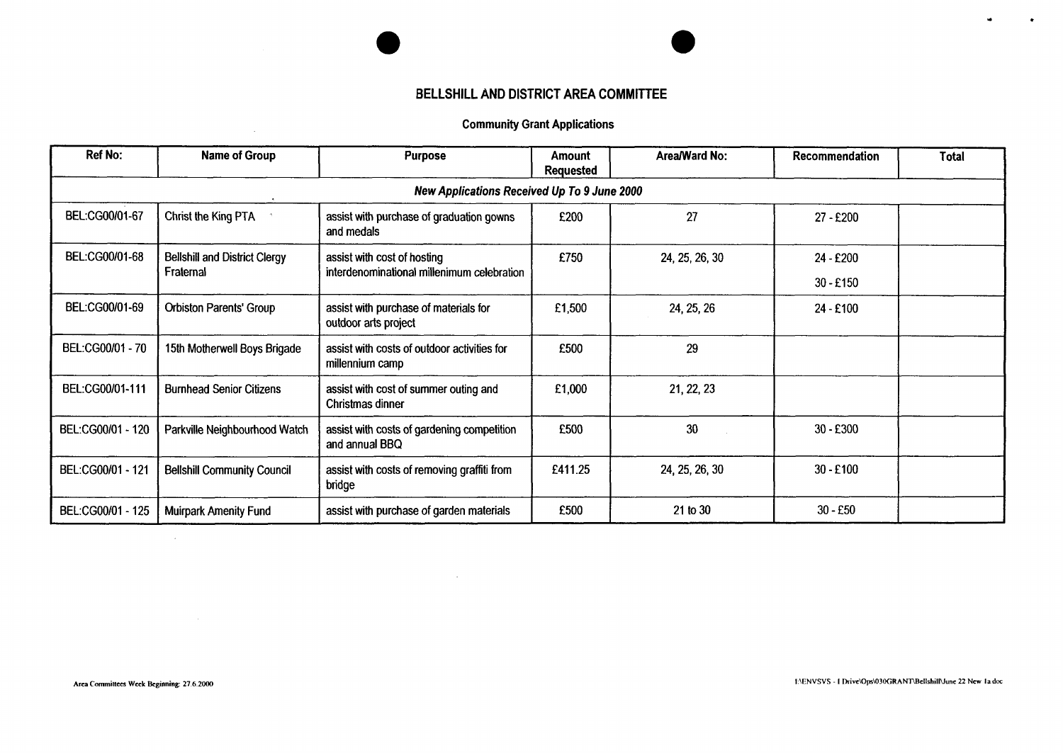# BELLSHILL AND DISTRICT AREA COMMITTEE

## Community Grant Applications

| Ref No: | Name of Group | Purpose | Amount Requested | Area/Ward No: | Recommendation | Total |
|---|---|---|---|---|---|---|
| ***New Applications Received Up To 9 June 2000*** | | | | | | |
| BEL:CG00/01-67 | Christ the King PTA | assist with purchase of graduation gowns and medals | £200 | 27 | 27 - £200 | |
| BEL:CG00/01-68 | Bellshill and District Clergy Fraternal | assist with cost of hosting interdenominational millenimum celebration | £750 | 24, 25, 26, 30 | 24 - £200<br>30 - £150 | |
| BEL:CG00/01-69 | Orbiston Parents' Group | assist with purchase of materials for outdoor arts project | £1,500 | 24, 25, 26 | 24 - £100 | |
| BEL:CG00/01 - 70 | 15th Motherwell Boys Brigade | assist with costs of outdoor activities for millennium camp | £500 | 29 | | |
| BEL:CG00/01-111 | Burnhead Senior Citizens | assist with cost of summer outing and Christmas dinner | £1,000 | 21, 22, 23 | | |
| BEL:CG00/01 - 120 | Parkville Neighbourhood Watch | assist with costs of gardening competition and annual BBQ | £500 | 30 | 30 - £300 | |
| BEL:CG00/01 - 121 | Bellshill Community Council | assist with costs of removing graffiti from bridge | £411.25 | 24, 25, 26, 30 | 30 - £100 | |
| BEL:CG00/01 - 125 | Muirpark Amenity Fund | assist with purchase of garden materials | £500 | 21 to 30 | 30 - £50 | |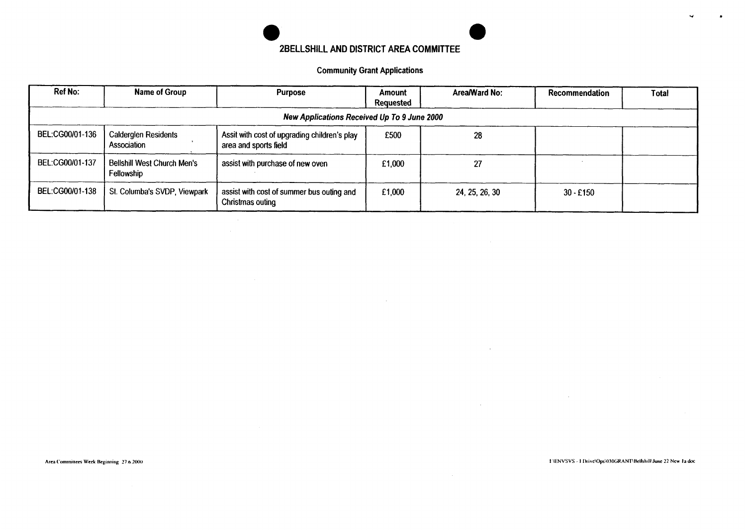## 2BELLSHILL AND DISTRICT AREA COMMITTEE

### Community Grant Applications

| Ref No: | Name of Group | Purpose | Amount Requested | Area/Ward No: | Recommendation | Total |
|---|---|---|---|---|---|---|
| *New Applications Received Up To 9 June 2000* | | | | | | |
| BEL:CG00/01-136 | Calderglen Residents Association | Assit with cost of upgrading children's play area and sports field | £500 | 28 | | |
| BEL:CG00/01-137 | Bellshill West Church Men's Fellowship | assist with purchase of new oven | £1,000 | 27 | | |
| BEL:CG00/01-138 | St. Columba's SVDP, Viewpark | assist with cost of summer bus outing and Christmas outing | £1,000 | 24, 25, 26, 30 | 30 - £150 | |

Area Committees Week Beginning 27.6.2000

I:\ENVSVS - I Drive\Ops\030GRANT\Bellshill\June 22 New 1a.doc